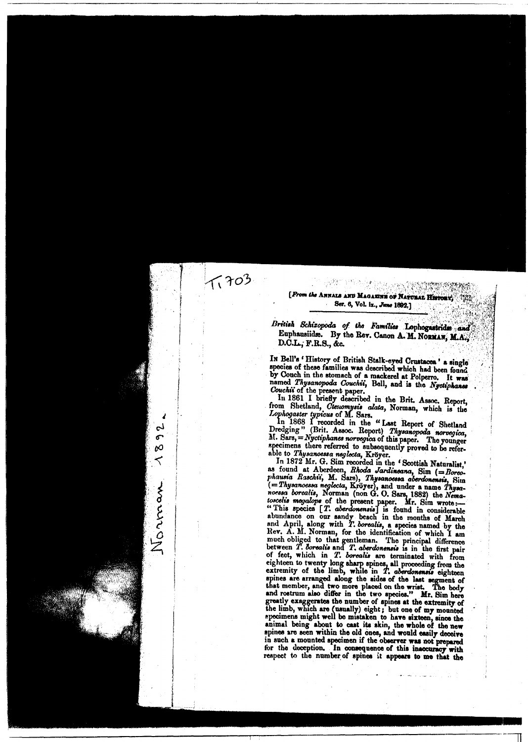Ti 703

Norman 1892.

[*From the* Annals and Magazine of Natural History, Ser. 6, Vol. ix., *June* 1892.]

*British Schizopoda of the Families* Lophogastridæ *and* Euphausiidæ. By the Rev. Canon A. M. Norman, M.A., D.C.L., F.R.S., &c.

In Bell's 'History of British Stalk-eyed Crustacea' a single species of these families was described which had been found by Couch in the stomach of a mackerel at Polperro. It was named *Thysanopoda Couchii*, Bell, and is the *Nyctiphanes Couchii* of the present paper.

In 1861 I briefly described in the Brit. Assoc. Report, from Shetland, *Ctenomysis alata*, Norman, which is the *Lophogaster typicus* of M. Sars.

In 1868 I recorded in the "Last Report of Shetland Dredging" (Brit. Assoc. Report) *Thysanopoda norvegica*, M. Sars, = *Nyctiphanes norvegica* of this paper. The younger specimens there referred to subsequently proved to be referable to *Thysanoessa neglecta*, Kröyer.

In 1872 Mr. G. Sim recorded in the 'Scottish Naturalist,' as found at Aberdeen, *Rhoda Jardineana*, Sim (= *Boreophausia Raschii*, M. Sars), *Thysanoessa aberdonensis*, Sim (= *Thysanoessa neglecta*, Kröyer), and under a name *Thysanoessa borealis*, Norman (non G. O. Sars, 1882) the *Nematoscelis megalops* of the present paper. Mr. Sim wrote:—"This species [*T. aberdonensis*] is found in considerable abundance on our sandy beach in the months of March and April, along with *T. borealis*, a species named by the Rev. A. M. Norman, for the identification of which I am much obliged to that gentleman. The principal difference between *T. borealis* and *T. aberdonensis* is in the first pair of feet, which in *T. borealis* are terminated with from eighteen to twenty long sharp spines, all proceeding from the extremity of the limb, while in *T. aberdonensis* eighteen spines are arranged along the sides of the last segment of that member, and two more placed on the wrist. The body and rostrum also differ in the two species." Mr. Sim here greatly exaggerates the number of spines at the extremity of the limb, which are (usually) eight; but one of my mounted specimens might well be mistaken to have sixteen, since the animal being about to cast its skin, the whole of the new spines are seen within the old ones, and would easily deceive in such a mounted specimen if the observer was not prepared for the deception. In consequence of this inaccuracy with respect to the number of spines it appears to me that the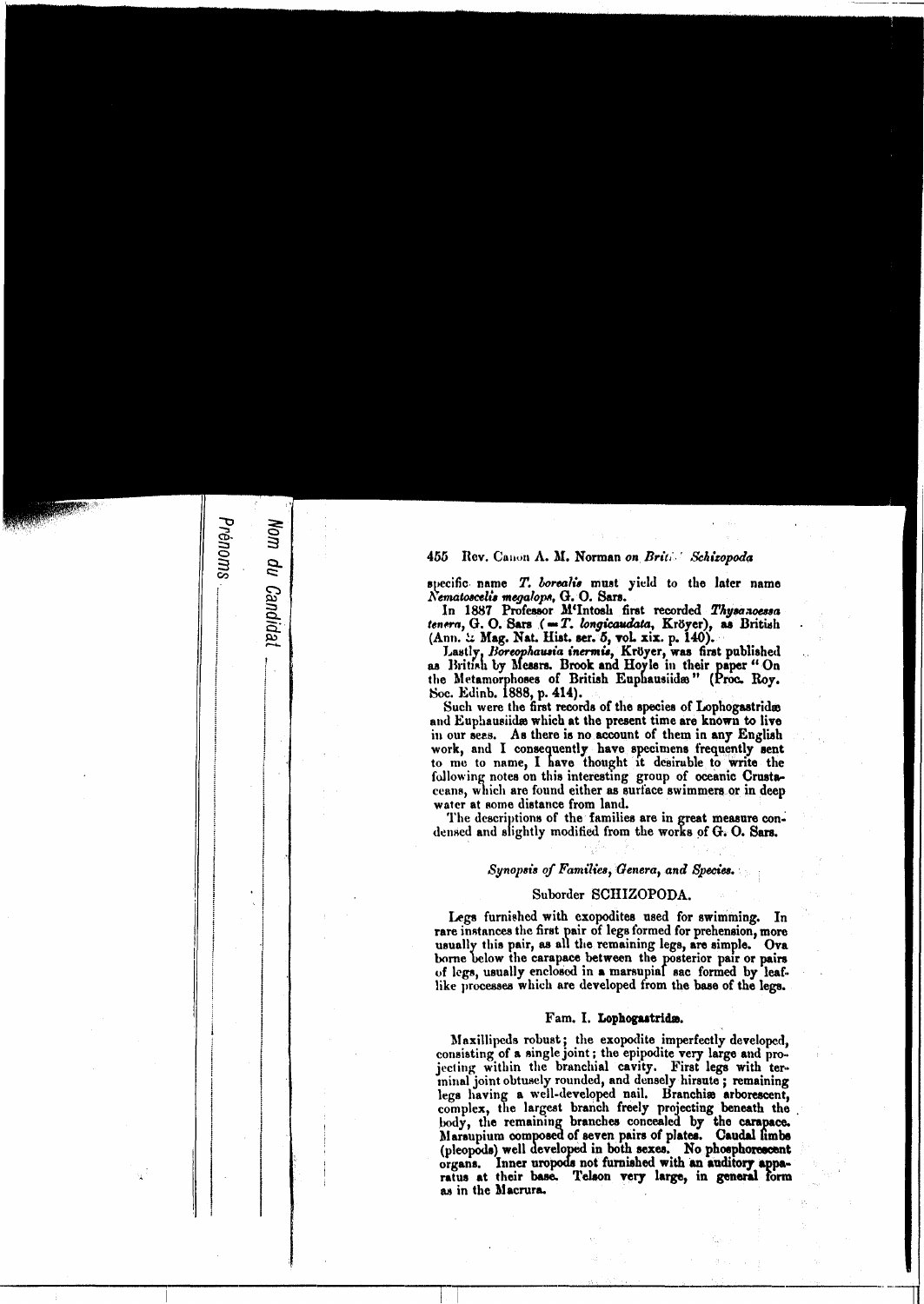specific name *T. borealis* must yield to the later name *Nematoscelis megalops*, G. O. Sars.

In 1887 Professor M'Intosh first recorded *Thysanoessa tenera*, G. O. Sars (= *T. longicaudata*, Kröyer), as British (Ann. & Mag. Nat. Hist. ser. 5, vol. xix. p. 140).

Lastly, *Boreophausia inermis*, Kröyer, was first published as British by Messrs. Brook and Hoyle in their paper "On the Metamorphoses of British Euphausiidæ" (Proc. Roy. Soc. Edinb. 1888, p. 414).

Such were the first records of the species of Lophogastridæ and Euphausiidæ which at the present time are known to live in our seas. As there is no account of them in any English work, and I consequently have specimens frequently sent to me to name, I have thought it desirable to write the following notes on this interesting group of oceanic Crustaceans, which are found either as surface swimmers or in deep water at some distance from land.

The descriptions of the families are in great measure condensed and slightly modified from the works of G. O. Sars.

## *Synopsis of Families, Genera, and Species.*

### Suborder SCHIZOPODA.

Legs furnished with exopodites used for swimming. In rare instances the first pair of legs formed for prehension, more usually this pair, as all the remaining legs, are simple. Ova borne below the carapace between the posterior pair or pairs of legs, usually enclosed in a marsupial sac formed by leaf-like processes which are developed from the base of the legs.

### Fam. I. **Lophogastridæ.**

Maxillipeds robust; the exopodite imperfectly developed, consisting of a single joint; the epipodite very large and projecting within the branchial cavity. First legs with terminal joint obtusely rounded, and densely hirsute; remaining legs having a well-developed nail. Branchiæ arborescent, complex, the largest branch freely projecting beneath the body, the remaining branches concealed by the carapace. Marsupium composed of seven pairs of plates. Caudal limbs (pleopods) well developed in both sexes. No phosphorescent organs. Inner uropods not furnished with an auditory apparatus at their base. Telson very large, in general form as in the Macrura.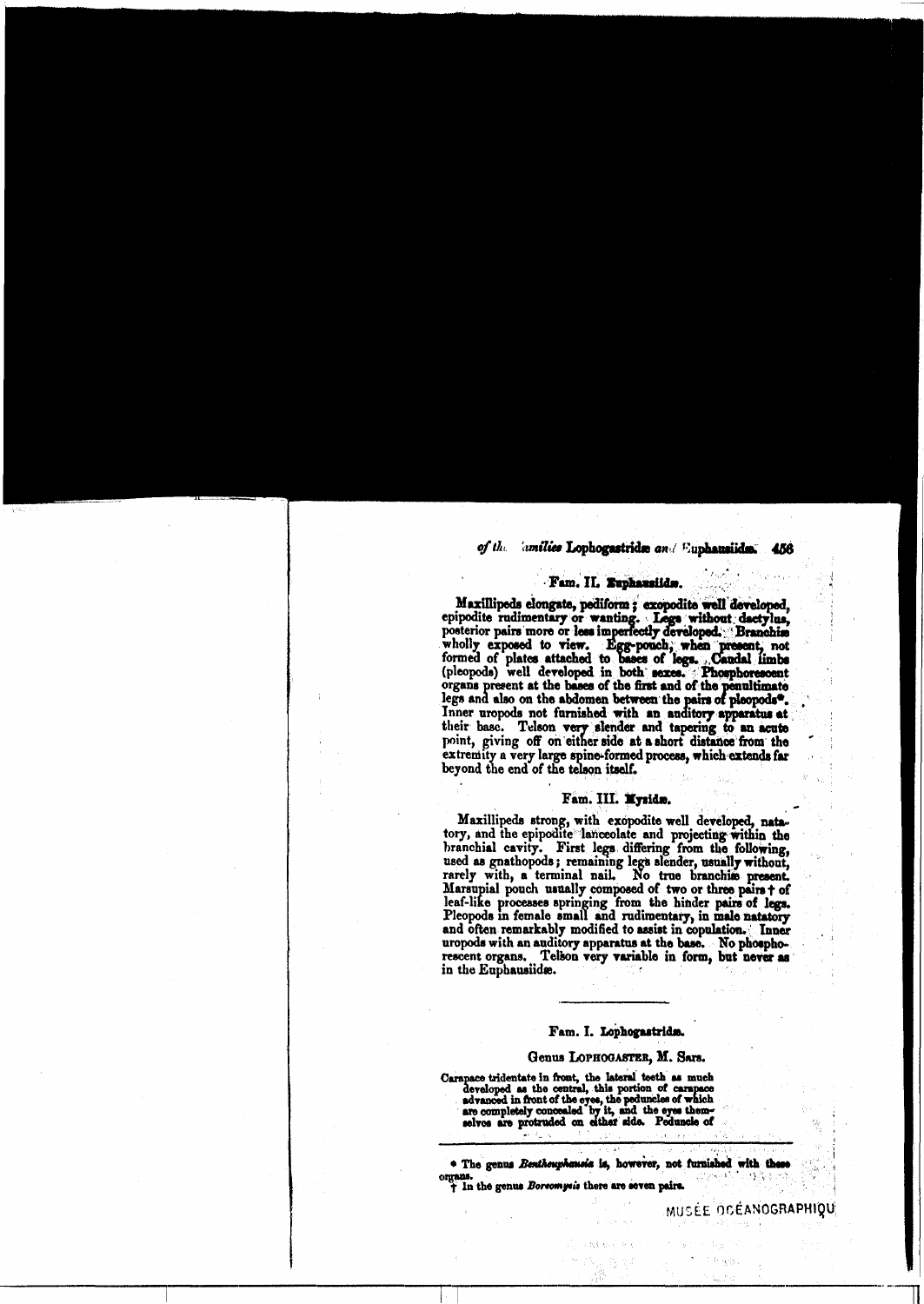## Fam. II. Euphausiidæ.

Maxillipeds elongate, pediform; exopodite well developed, epipodite rudimentary or wanting. Legs without dactylus, posterior pairs more or less imperfectly developed. Branchiæ wholly exposed to view. Egg-pouch, when present, not formed of plates attached to bases of legs. Caudal limbs (pleopods) well developed in both sexes. Phosphorescent organs present at the bases of the first and of the penultimate legs and also on the abdomen between the pairs of pleopods*. Inner uropods not furnished with an auditory apparatus at their base. Telson very slender and tapering to an acute point, giving off on either side at a short distance from the extremity a very large spine-formed process, which extends far beyond the end of the telson itself.

## Fam. III. Mysidæ.

Maxillipeds strong, with exopodite well developed, natatory, and the epipodite lanceolate and projecting within the branchial cavity. First legs differing from the following, used as gnathopods; remaining legs slender, usually without, rarely with, a terminal nail. No true branchiæ present. Marsupial pouch usually composed of two or three pairs † of leaf-like processes springing from the hinder pairs of legs. Pleopods in female small and rudimentary, in male natatory and often remarkably modified to assist in copulation. Inner uropods with an auditory apparatus at the base. No phosphorescent organs. Telson very variable in form, but never as in the Euphausiidæ.

---

## Fam. I. Lophogastridæ.

### Genus Lophogaster, M. Sars.

Carapace tridentate in front, the lateral teeth as much developed as the central, this portion of carapace advanced in front of the eyes, the peduncles of which are completely concealed by it, and the eyes themselves are protruded on either side. Peduncle of

---

\* The genus *Bentheuphausia* is, however, not furnished with these organs.

† In the genus *Boreomysis* there are seven pairs.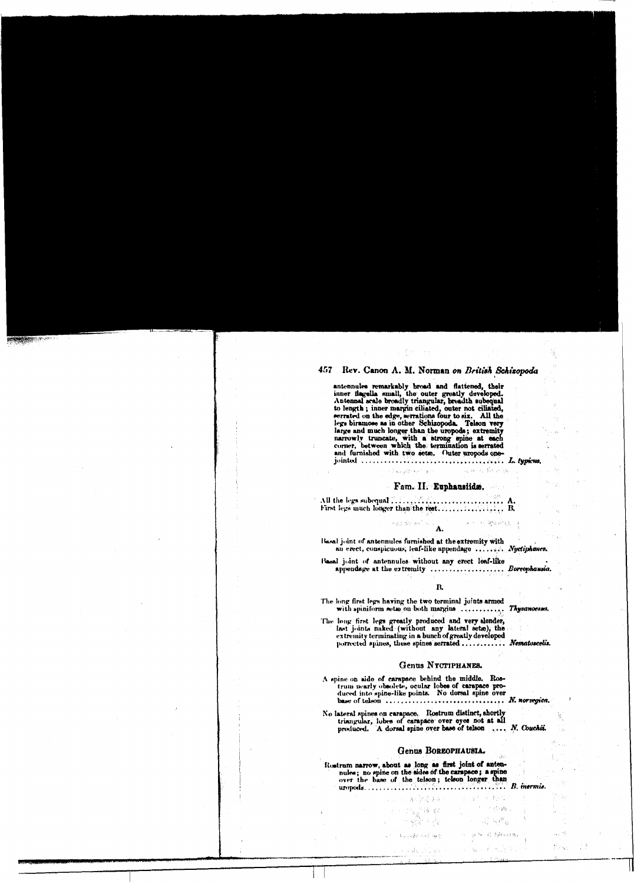antennules remarkably broad and flattened, their inner flagella small, the outer greatly developed. Antennal scale broadly triangular, breadth subequal to length; inner margin ciliated, outer not ciliated, serrated on the edge, serrations four to six. All the legs biramose as in other Schizopoda. Telson very large and much longer than the uropods; extremity narrowly truncate, with a strong spine at each corner, between which the termination is serrated and furnished with two setæ. Outer uropods one-jointed .................................... *L. typicus.*

## Fam. II. Euphausiidæ.

All the legs subequal ...................................... A.
First legs much longer than the rest.................. B.

### A.

Basal joint of antennules furnished at the extremity with an erect, conspicuous, leaf-like appendage ........ *Nyctiphanes.*

Basal joint of antennules without any erect leaf-like appendage at the extremity .................... *Boreophausia.*

### B.

The long first legs having the two terminal joints armed with spiniform setæ on both margins ............ *Thysanoessa.*

The long first legs greatly produced and very slender, last joints naked (without any lateral setæ), the extremity terminating in a bunch of greatly developed porrected spines, these spines serrated ............ *Nematoscelis.*

### Genus Nyctiphanes.

A spine on side of carapace behind the middle. Rostrum nearly obsolete, ocular lobes of carapace produced into spine-like points. No dorsal spine over base of telson ................................ *N. norvegica.*

No lateral spines on carapace. Rostrum distinct, shortly triangular, lobes of carapace over eyes not at all produced. A dorsal spine over base of telson .... *N. Couchii.*

### Genus Boreophausia.

Rostrum narrow, about as long as first joint of antennules; no spine on the sides of the carapace; a spine over the base of the telson; telson longer than uropods........................................ *B. inermis.*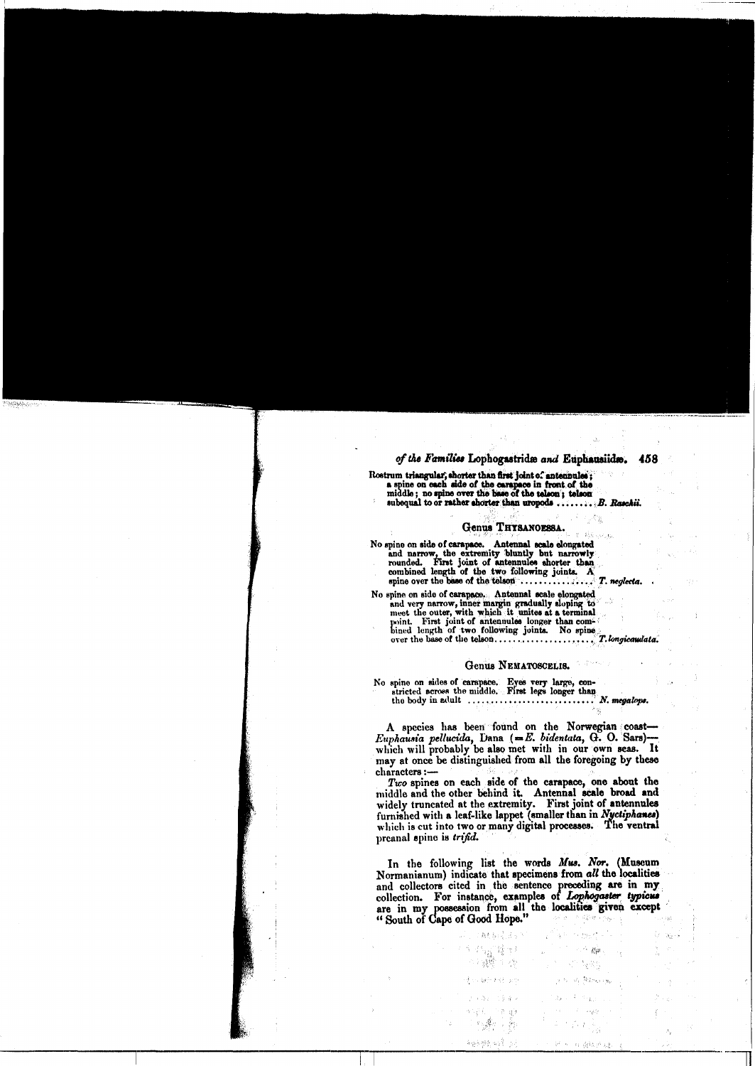Rostrum triangular, shorter than first joint of antennules; a spine on each side of the carapace in front of the middle; no spine over the base of the telson; telson subequal to or rather shorter than uropods ........ *B. Raschii.*

### Genus Thysanoessa.

No spine on side of carapace. Antennal scale elongated and narrow, the extremity bluntly but narrowly rounded. First joint of antennules shorter than combined length of the two following joints. A spine over the base of the telson ............... *T. neglecta.*

No spine on side of carapace. Antennal scale elongated and very narrow, inner margin gradually sloping to meet the outer, with which it unites at a terminal point. First joint of antennules longer than combined length of two following joints. No spine over the base of the telson..................... *T. longicaudata.*

### Genus Nematoscelis.

No spine on sides of carapace. Eyes very large, constricted across the middle. First legs longer than the body in adult ........................... *N. megalops.*

A species has been found on the Norwegian coast—*Euphausia pellucida*, Dana (= *E. bidentata*, G. O. Sars)—which will probably be also met with in our own seas. It may at once be distinguished from all the foregoing by these characters:—

*Two* spines on each side of the carapace, one about the middle and the other behind it. Antennal scale broad and widely truncated at the extremity. First joint of antennules furnished with a leaf-like lappet (smaller than in *Nyctiphanes*) which is cut into two or many digital processes. The ventral preanal spine is *trifid*.

In the following list the words *Mus. Nor.* (Museum Normanianum) indicate that specimens from *all* the localities and collectors cited in the sentence preceding are in my collection. For instance, examples of *Lophogaster typicus* are in my possession from all the localities given except "South of Cape of Good Hope."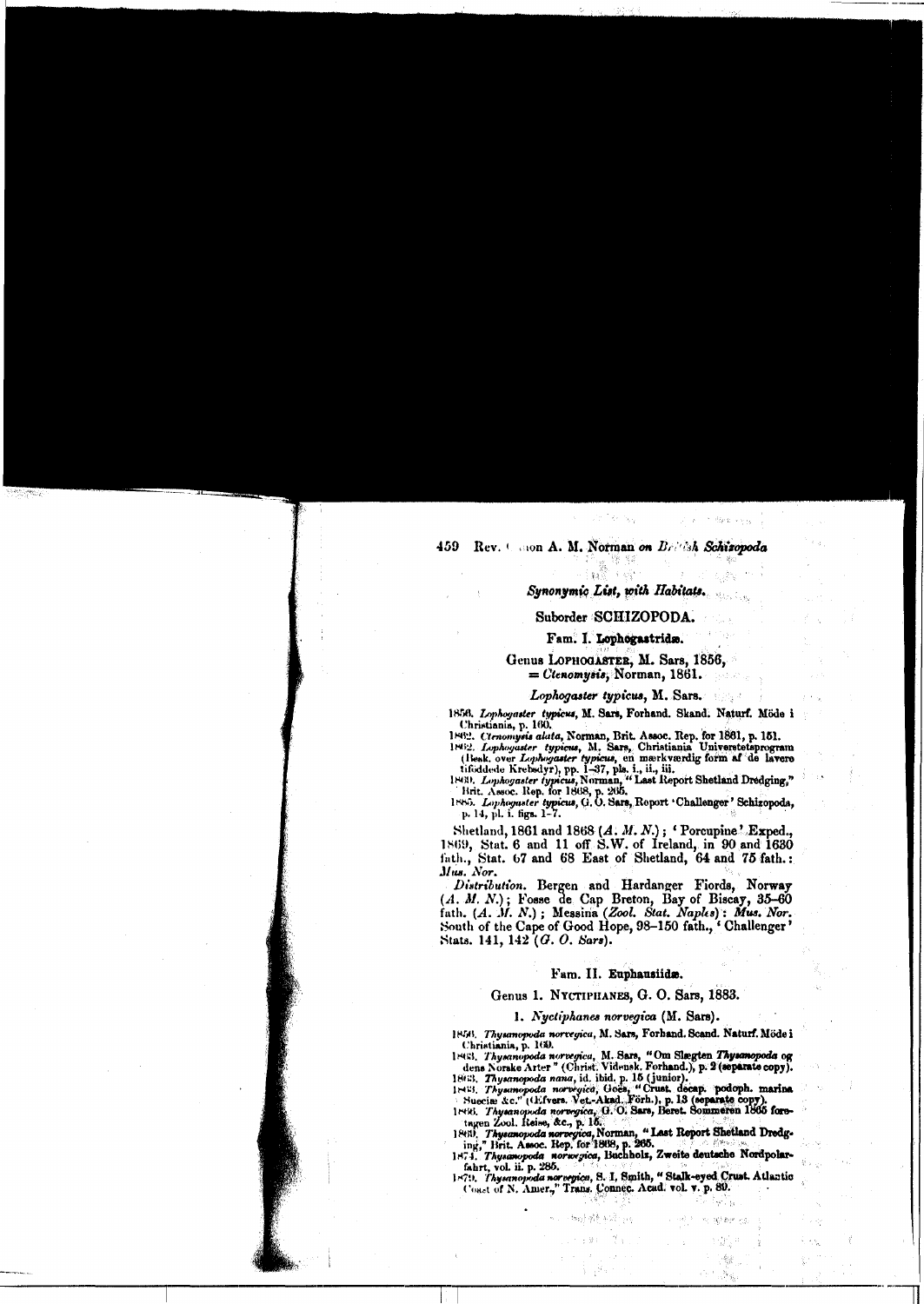### Synonymic List, with Habitats.

## Suborder SCHIZOPODA.

### Fam. I. Lophogastridæ.

#### Genus LOPHOGASTER, M. Sars, 1856, = *Ctenomysis*, Norman, 1861.

*Lophogaster typicus*, M. Sars.

1856. *Lophogaster typicus*, M. Sars, Forhand. Skand. Naturf. Möde i Christiania, p. 160.
1862. *Ctenomysis alata*, Norman, Brit. Assoc. Rep. for 1861, p. 151.
1862. *Lophogaster typicus*, M. Sars, Christiania Universitetsprogram (Besk. over *Lophogaster typicus*, en mærkværdig form af de lavere tifoddede Krebsdyr), pp. 1–37, pls. i., ii., iii.
1869. *Lophogaster typicus*, Norman, "Last Report Shetland Dredging," Brit. Assoc. Rep. for 1868, p. 265.
1885. *Lophogaster typicus*, G. O. Sars, Report 'Challenger' Schizopods, p. 14, pl. i. figs. 1–7.

Shetland, 1861 and 1868 (*A. M. N.*); 'Porcupine' Exped., 1869, Stat. 6 and 11 off S.W. of Ireland, in 90 and 1630 fath., Stat. 67 and 68 East of Shetland, 64 and 75 fath.: *Mus. Nor.*

*Distribution.* Bergen and Hardanger Fiords, Norway (*A. M. N.*); Fosse de Cap Breton, Bay of Biscay, 35–60 fath. (*A. M. N.*); Messina (*Zool. Stat. Naples*): *Mus. Nor.* South of the Cape of Good Hope, 98–150 fath., 'Challenger' Stats. 141, 142 (*G. O. Sars*).

### Fam. II. Euphausiidæ.

#### Genus 1. NYCTIPHANES, G. O. Sars, 1883.

1. *Nyctiphanes norvegica* (M. Sars).

1859. *Thysanopoda norvegica*, M. Sars, Forhand. Scand. Naturf. Möde i Christiania, p. 169.
1863. *Thysanopoda norvegica*, M. Sars, "Om Slægten *Thysanopoda* og dens Norske Arter" (Christ. Vidensk. Forhand.), p. 2 (separate copy).
1863. *Thysanopoda nana*, id. ibid. p. 15 (junior).
1863. *Thysanopoda norvegica*, Goës, "Crust. decap. podoph. marina Sueciæ &c." (Œfvers. Vet.-Akad. Förh.), p. 13 (separate copy).
1866. *Thysanopoda norvegica*, G. O. Sars, Beret. Sommeren 1865 foretagen Zool. Reise, &c., p. 15.
1869. *Thysanopoda norvegica*, Norman, "Last Report Shetland Dredging," Brit. Assoc. Rep. for 1868, p. 265.
1874. *Thysanopoda norvegica*, Buchholz, Zweite deutsche Nordpolarfahrt, vol. ii. p. 285.
1879. *Thysanopoda norvegica*, S. I. Smith, "Stalk-eyed Crust. Atlantic Coast of N. Amer.," Trans. Connec. Acad. vol. v. p. 89.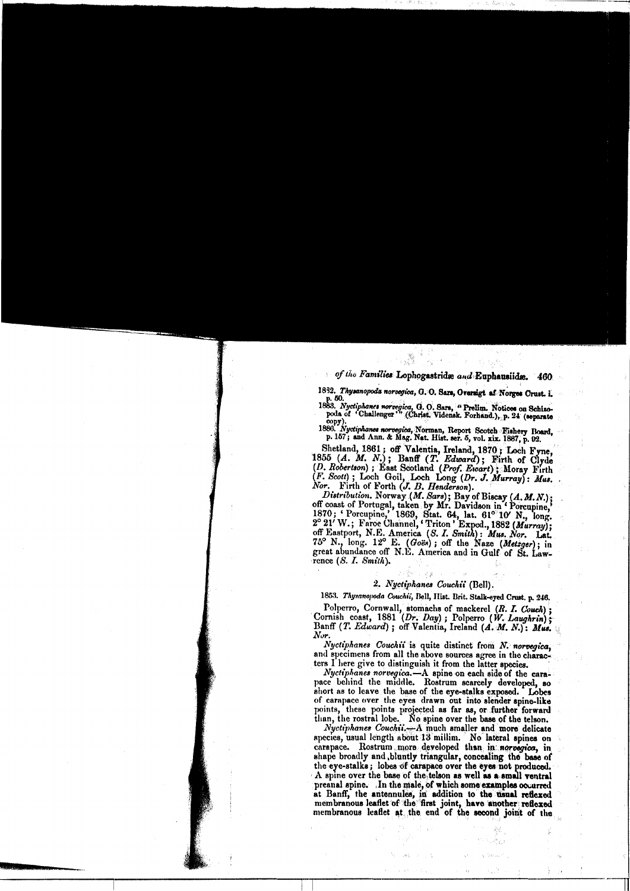1882. *Thysanopoda norvegica*, G. O. Sars, Oversigt af Norges Crust. i. p. 60.

1883. *Nyctiphanes norvegica*, G. O. Sars, "Prelim. Notices on Schizopoda of 'Challenger'" (Christ. Vidensk. Forhand.), p. 24 (separate copy).

1886. *Nyctiphanes norvegica*, Norman, Report Scotch Fishery Board, p. 157; and Ann. & Mag. Nat. Hist. ser. 5, vol. xix. 1887, p. 92.

Shetland, 1861; off Valentia, Ireland, 1870; Loch Fyne, 1855 (*A. M. N.*); Banff (*T. Edward*); Firth of Clyde (*D. Robertson*); East Scotland (*Prof. Ewart*); Moray Firth (*F. Scott*); Loch Goil, Loch Long (*Dr. J. Murray*): *Mus. Nor.* Firth of Forth (*J. B. Henderson*).

*Distribution.* Norway (*M. Sars*); Bay of Biscay (*A. M. N.*); off coast of Portugal, taken by Mr. Davidson in 'Porcupine,' 1870; 'Porcupine,' 1869, Stat. 64, lat. 61° 10′ N., long. 2° 21′ W.; Faroe Channel, 'Triton' Exped., 1882 (*Murray*); off Eastport, N.E. America (*S. I. Smith*): *Mus. Nor.* Lat. 75° N., long. 12° E. (*Goës*); off the Naze (*Metzger*); in great abundance off N.E. America and in Gulf of St. Lawrence (*S. I. Smith*).

## 2. *Nyctiphanes Couchii* (Bell).

1853. *Thysanopoda Couchii*, Bell, Hist. Brit. Stalk-eyed Crust. p. 246.

Polperro, Cornwall, stomachs of mackerel (*R. I. Couch*); Cornish coast, 1881 (*Dr. Day*); Polperro (*W. Laughrin*); Banff (*T. Edward*); off Valentia, Ireland (*A. M. N.*): *Mus. Nor.*

*Nyctiphanes Couchii* is quite distinct from *N. norvegica*, and specimens from all the above sources agree in the characters I here give to distinguish it from the latter species.

*Nyctiphanes norvegica.*—A spine on each side of the carapace behind the middle. Rostrum scarcely developed, so short as to leave the base of the eye-stalks exposed. Lobes of carapace over the eyes drawn out into slender spine-like points, these points projected as far as, or further forward than, the rostral lobe. No spine over the base of the telson.

*Nyctiphanes Couchii.*—A much smaller and more delicate species, usual length about 13 millim. No lateral spines on carapace. Rostrum more developed than in *norvegica*, in shape broadly and bluntly triangular, concealing the base of the eye-stalks; lobes of carapace over the eyes not produced. A spine over the base of the telson as well as a small ventral preanal spine. In the male, of which some examples occurred at Banff, the antennules, in addition to the usual reflexed membranous leaflet of the first joint, have another reflexed membranous leaflet at the end of the second joint of the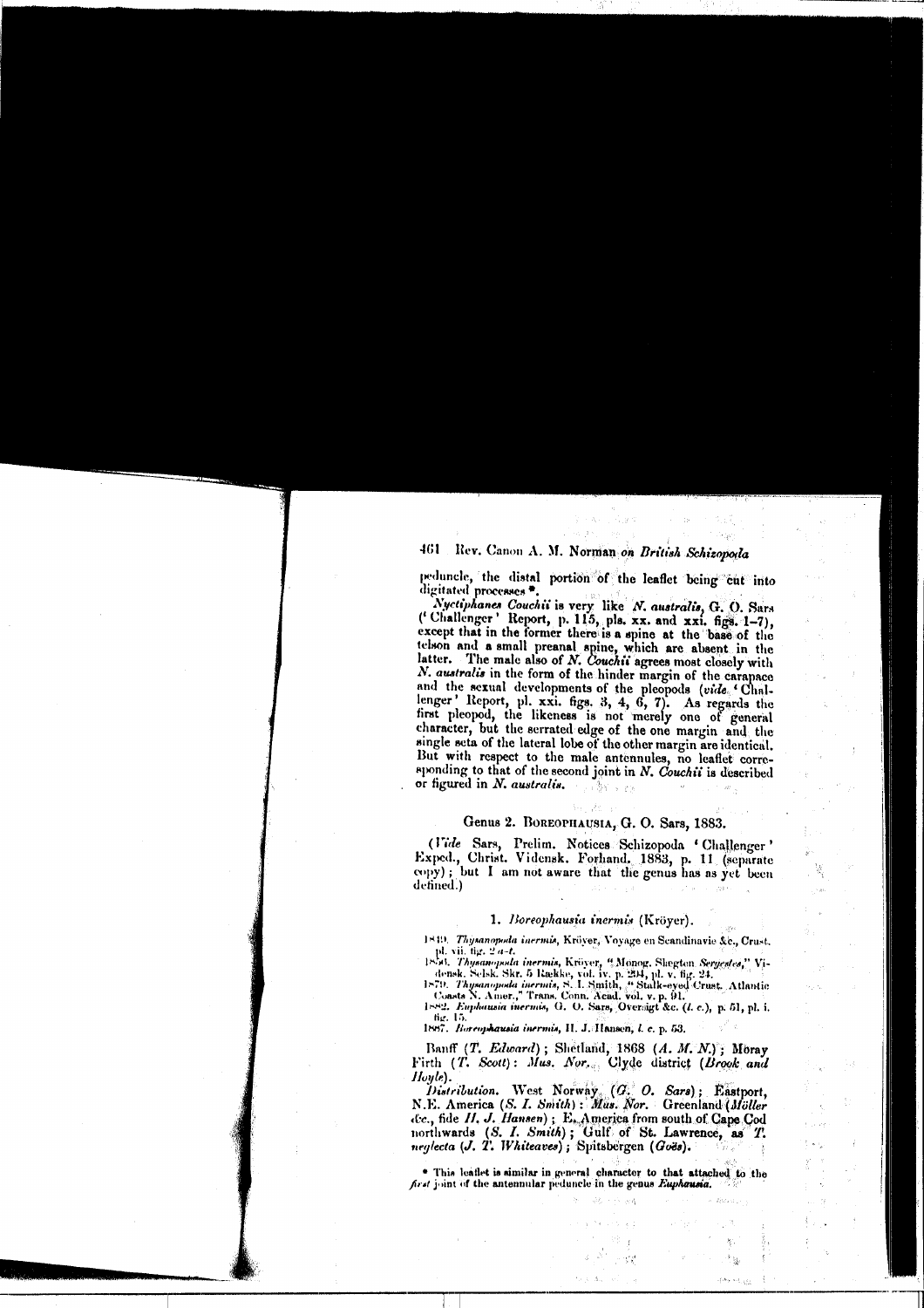peduncle, the distal portion of the leaflet being cut into digitated processes *.

*Nyctiphanes Couchii* is very like *N. australis*, G. O. Sars ('Challenger' Report, p. 115, pls. xx. and xxi. figs. 1–7), except that in the former there is a spine at the base of the telson and a small preanal spine, which are absent in the latter. The male also of *N. Couchii* agrees most closely with *N. australis* in the form of the hinder margin of the carapace and the sexual developments of the pleopods (*vide* 'Challenger' Report, pl. xxi. figs. 3, 4, 6, 7). As regards the first pleopod, the likeness is not merely one of general character, but the serrated edge of the one margin and the single seta of the lateral lobe of the other margin are identical. But with respect to the male antennules, no leaflet corresponding to that of the second joint in *N. Couchii* is described or figured in *N. australis*.

## Genus 2. Boreophausia, G. O. Sars, 1883.

(*Vide* Sars, Prelim. Notices Schizopoda 'Challenger' Exped., Christ. Vidensk. Forhand. 1883, p. 11 (separate copy); but I am not aware that the genus has as yet been defined.)

### 1. *Boreophausia inermis* (Kröyer).

1849. *Thysanopoda inermis*, Kröyer, Voyage en Scandinavie &c., Crust. pl. vii. fig. 2 *a–t*.
1861. *Thysanopoda inermis*, Kröyer, "Monog. Slægten *Sergestes*," Vidensk. Selsk. Skr. 5 Række, vol. iv. p. 294, pl. v. fig. 24.
1879. *Thysanopoda inermis*, S. I. Smith, "Stalk-eyed Crust. Atlantic Coasts N. Amer.," Trans. Conn. Acad. vol. v. p. 91.
1882. *Euphausia inermis*, G. O. Sars, Oversigt &c. (*l. c.*), p. 51, pl. i. fig. 15.
1887. *Boreophausia inermis*, H. J. Hansen, *l. c.* p. 53.

Banff (*T. Edward*); Shetland, 1868 (*A. M. N.*); Moray Firth (*T. Scott*): *Mus. Nor.* Clyde district (*Brook and Hoyle*).

*Distribution.* West Norway (*G. O. Sars*); Eastport, N.E. America (*S. I. Smith*): *Mus. Nor.* Greenland (*Möller* &c., fide *H. J. Hansen*); E. America from south of Cape Cod northwards (*S. I. Smith*); Gulf of St. Lawrence, as *T. neglecta* (*J. T. Whiteaves*); Spitsbergen (*Goës*).

* This leaflet is similar in general character to that attached to the *first* joint of the antennular peduncle in the genus *Euphausia*.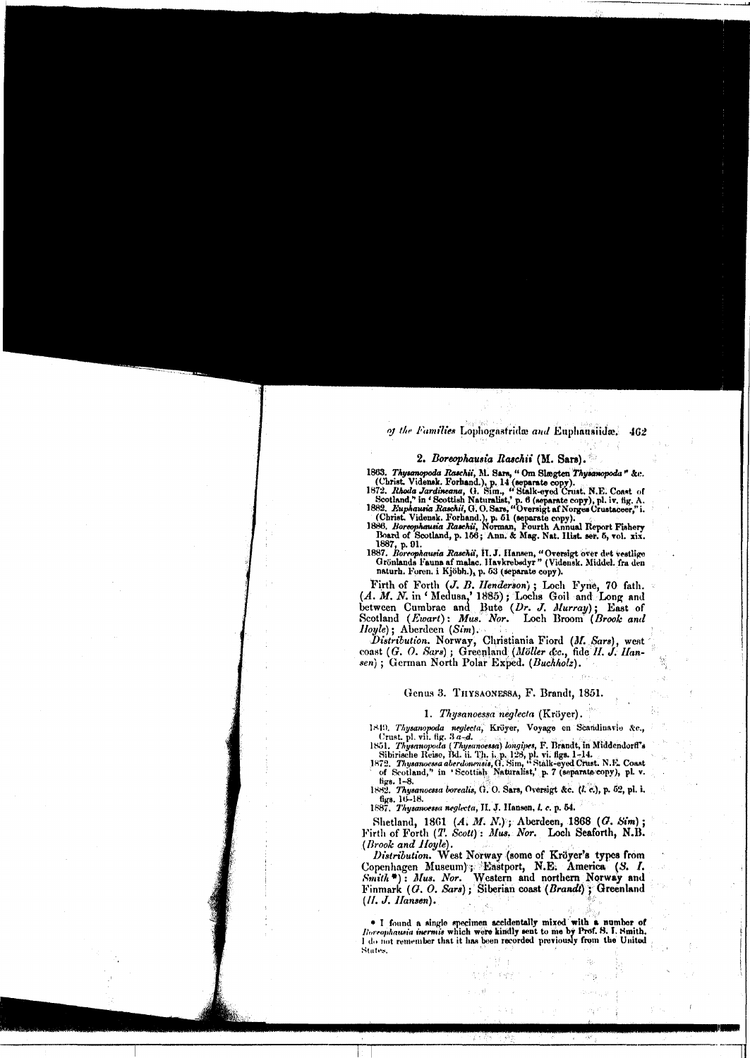## 2. *Boreophausia Raschii* (M. Sars).

1863. *Thysanopoda Raschii*, M. Sars, "Om Slægten *Thysanopoda*" &c. (Christ. Vidensk. Forhand.), p. 14 (separate copy).
1872. *Rhoda Jardineana*, G. Sim., "Stalk-eyed Crust. N.E. Coast of Scotland," in 'Scottish Naturalist,' p. 6 (separate copy), pl. iv. fig. A.
1882. *Euphausia Raschii*, G. O. Sars, "Oversigt af Norges Crustaceer," i. (Christ. Vidensk. Forhand.), p. 51 (separate copy).
1886. *Boreophausia Raschii*, Norman, Fourth Annual Report Fishery Board of Scotland, p. 156; Ann. & Mag. Nat. Hist. ser. 5, vol. xix. 1887, p. 91.
1887. *Boreophausia Raschii*, H. J. Hansen, "Oversigt over det vestlige Grönlands Fauna af malac. Havkrebsdyr" (Vidensk. Middel. fra den naturh. Foren. i Kjöbh.), p. 53 (separate copy).

Firth of Forth (*J. B. Henderson*); Loch Fyne, 70 fath. (*A. M. N.* in 'Medusa,' 1885); Lochs Goil and Long and between Cumbrae and Bute (*Dr. J. Murray*); East of Scotland (*Ewart*): *Mus. Nor.* Loch Broom (*Brook and Hoyle*); Aberdeen (*Sim*).

*Distribution.* Norway, Christiania Fiord (*M. Sars*), west coast (*G. O. Sars*); Greenland (*Möller &c.*, fide *H. J. Hansen*); German North Polar Exped. (*Buchholz*).

### Genus 3. Thysanoessa, F. Brandt, 1851.

## 1. *Thysanoessa neglecta* (Kröyer).

1849. *Thysanopoda neglecta*, Kröyer, Voyage en Scandinavie &c., Crust. pl. vii. fig. 3 *a–d*.
1851. *Thysanopoda (Thysanoessa) longipes*, F. Brandt, in Middendorff's Sibirische Reise, Bd. ii. Th. i. p. 128, pl. vi. figs. 1–14.
1872. *Thysanoessa aberdonensis*, G. Sim, "Stalk-eyed Crust. N.E. Coast of Scotland," in 'Scottish Naturalist,' p. 7 (separate copy), pl. v. figs. 1–8.
1882. *Thysanoessa borealis*, G. O. Sars, Oversigt &c. (*l. c.*), p. 52, pl. i. figs. 16–18.
1887. *Thysanoessa neglecta*, H. J. Hansen, *l. c.* p. 54.

Shetland, 1861 (*A. M. N.*); Aberdeen, 1868 (*G. Sim*); Firth of Forth (*T. Scott*): *Mus. Nor.* Loch Seaforth, N.B. (*Brook and Hoyle*).

*Distribution.* West Norway (some of Kröyer's types from Copenhagen Museum); Eastport, N.E. America (*S. I. Smith* *): *Mus. Nor.* Western and northern Norway and Finmark (*G. O. Sars*); Siberian coast (*Brandt*); Greenland (*H. J. Hansen*).

* I found a single specimen accidentally mixed with a number of *Boreophausia inermis* which were kindly sent to me by Prof. S. I. Smith. I do not remember that it has been recorded previously from the United States.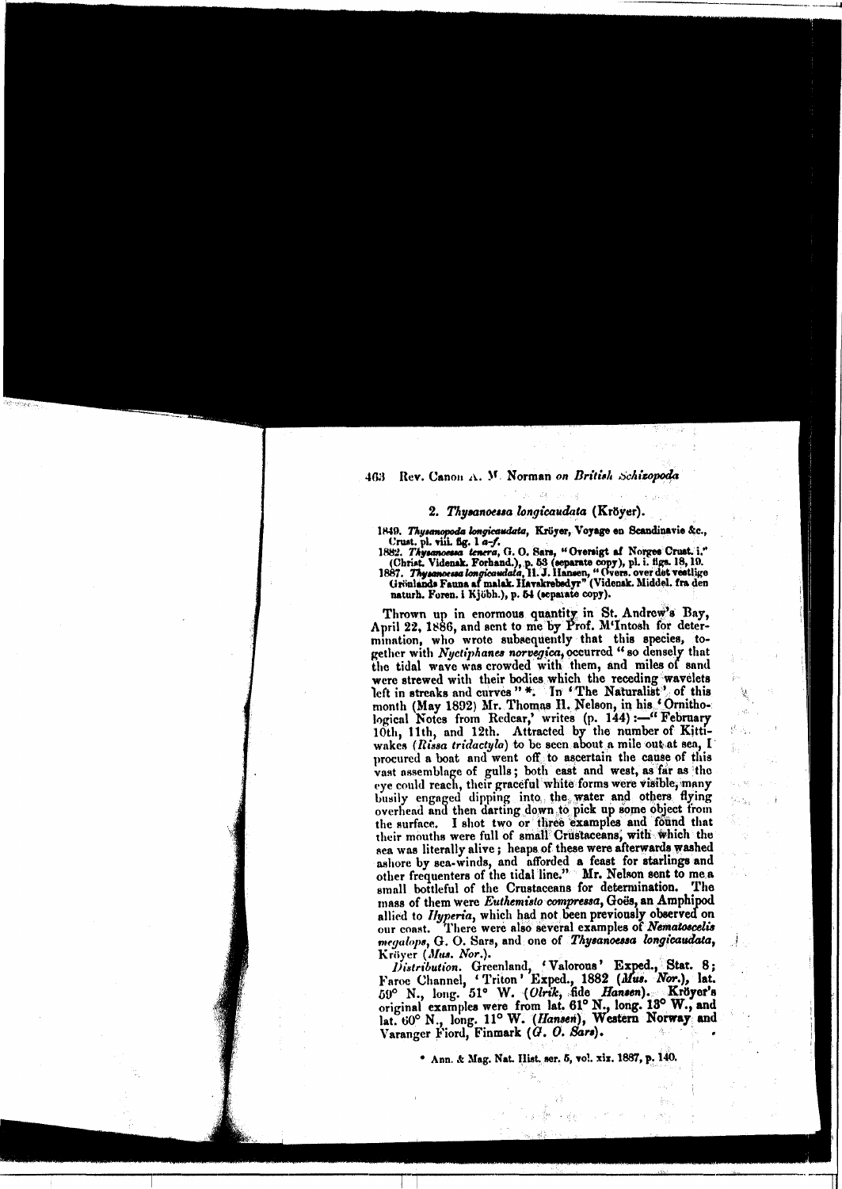## 2. *Thysanoessa longicaudata* (Kröyer).

1849. *Thysanopoda longicaudata*, Kröyer, Voyage en Scandinavie &c., Crust. pl. viii. fig. 1 *a–f*.
1882. *Thysanoessa tenera*, G. O. Sars, "Oversigt af Norges Crust. i." (Christ. Vidensk. Forhand.), p. 53 (separate copy), pl. i. figs. 18, 19.
1887. *Thysanoessa longicaudata*, H. J. Hansen, "Overs. over det vestlige Grönlands Fauna af malak. Havskrebsdyr" (Vidensk. Middel. fra den naturh. Foren. i Kjöbh.), p. 54 (separate copy).

Thrown up in enormous quantity in St. Andrew's Bay, April 22, 1886, and sent to me by Prof. M'Intosh for determination, who wrote subsequently that this species, together with *Nyctiphanes norvegica*, occurred "so densely that the tidal wave was crowded with them, and miles of sand were strewed with their bodies which the receding wavelets left in streaks and curves" *. In 'The Naturalist' of this month (May 1892) Mr. Thomas H. Nelson, in his 'Ornithological Notes from Redcar,' writes (p. 144):—"February 10th, 11th, and 12th. Attracted by the number of Kittiwakes (*Rissa tridactyla*) to be seen about a mile out at sea, I procured a boat and went off to ascertain the cause of this vast assemblage of gulls; both east and west, as far as the eye could reach, their graceful white forms were visible, many busily engaged dipping into the water and others flying overhead and then darting down to pick up some object from the surface. I shot two or three examples and found that their mouths were full of small Crustaceans, with which the sea was literally alive; heaps of these were afterwards washed ashore by sea-winds, and afforded a feast for starlings and other frequenters of the tidal line." Mr. Nelson sent to me a small bottleful of the Crustaceans for determination. The mass of them were *Euthemisto compressa*, Goës, an Amphipod allied to *Hyperia*, which had not been previously observed on our coast. There were also several examples of *Nematoscelis megalops*, G. O. Sars, and one of *Thysanoessa longicaudata*, Kröyer (*Mus. Nor.*).

*Distribution.* Greenland, 'Valorous' Exped., Stat. 8; Faroe Channel, 'Triton' Exped., 1882 (*Mus. Nor.*), lat. 59° N., long. 51° W. (*Olrik*, fide *Hansen*). Kröyer's original examples were from lat. 61° N., long. 13° W., and lat. 60° N., long. 11° W. (*Hansen*), Western Norway and Varanger Fiord, Finmark (*G. O. Sars*).

* Ann. & Mag. Nat. Hist. ser. 5, vol. xix. 1887, p. 140.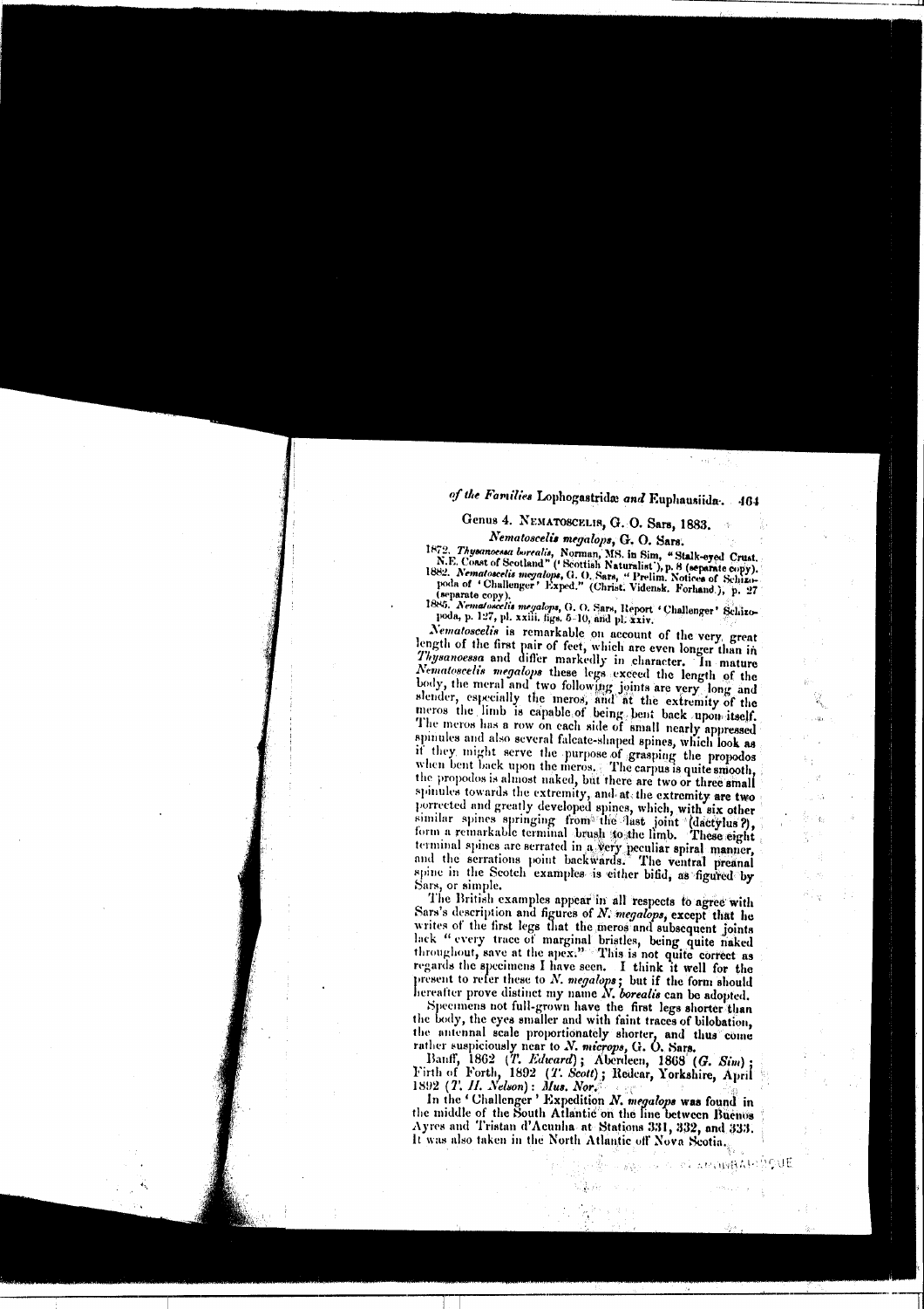## Genus 4. Nematoscelis, G. O. Sars, 1883.

### *Nematoscelis megalops*, G. O. Sars.

1872. *Thysanoessa borealis*, Norman, MS. in Sim, "Stalk-eyed Crust. N.E. Coast of Scotland" ('Scottish Naturalist'), p. 8 (separate copy).
1882. *Nematoscelis megalops*, G. O. Sars, "Prelim. Notices of Schizopoda of 'Challenger' Exped." (Christ. Vidensk. Forhand.), p. 27 (separate copy).
1885. *Nematoscelis megalops*, G. O. Sars, Report 'Challenger' Schizopoda, p. 127, pl. xxiii. figs. 5-10, and pl. xxiv.

*Nematoscelis* is remarkable on account of the very great length of the first pair of feet, which are even longer than in *Thysanoessa* and differ markedly in character. In mature *Nematoscelis megalops* these legs exceed the length of the body, the meral and two following joints are very long and slender, especially the meros, and at the extremity of the meros the limb is capable of being bent back upon itself. The meros has a row on each side of small nearly appressed spinules and also several falcate-shaped spines, which look as if they might serve the purpose of grasping the propodos when bent back upon the meros. The carpus is quite smooth, the propodos is almost naked, but there are two or three small spinules towards the extremity, and at the extremity are two porrected and greatly developed spines, which, with six other similar spines springing from the last joint (dactylus ?), form a remarkable terminal brush to the limb. These eight terminal spines are serrated in a very peculiar spiral manner, and the serrations point backwards. The ventral preanal spine in the Scotch examples is either bifid, as figured by Sars, or simple.

The British examples appear in all respects to agree with Sars's description and figures of *N. megalops*, except that he writes of the first legs that the meros and subsequent joints lack "every trace of marginal bristles, being quite naked throughout, save at the apex." This is not quite correct as regards the specimens I have seen. I think it well for the present to refer these to *N. megalops*; but if the form should hereafter prove distinct my name *N. borealis* can be adopted.

Specimens not full-grown have the first legs shorter than the body, the eyes smaller and with faint traces of bilobation, the antennal scale proportionately shorter, and thus come rather suspiciously near to *N. microps*, G. O. Sars.

Banff, 1862 (*T. Edward*); Aberdeen, 1868 (*G. Sim*); Firth of Forth, 1892 (*T. Scott*); Redcar, Yorkshire, April 1892 (*T. H. Nelson*): *Mus. Nor.*

In the 'Challenger' Expedition *N. megalops* was found in the middle of the South Atlantic on the line between Buenos Ayres and Tristan d'Acunha at Stations 331, 332, and 333. It was also taken in the North Atlantic off Nova Scotia.